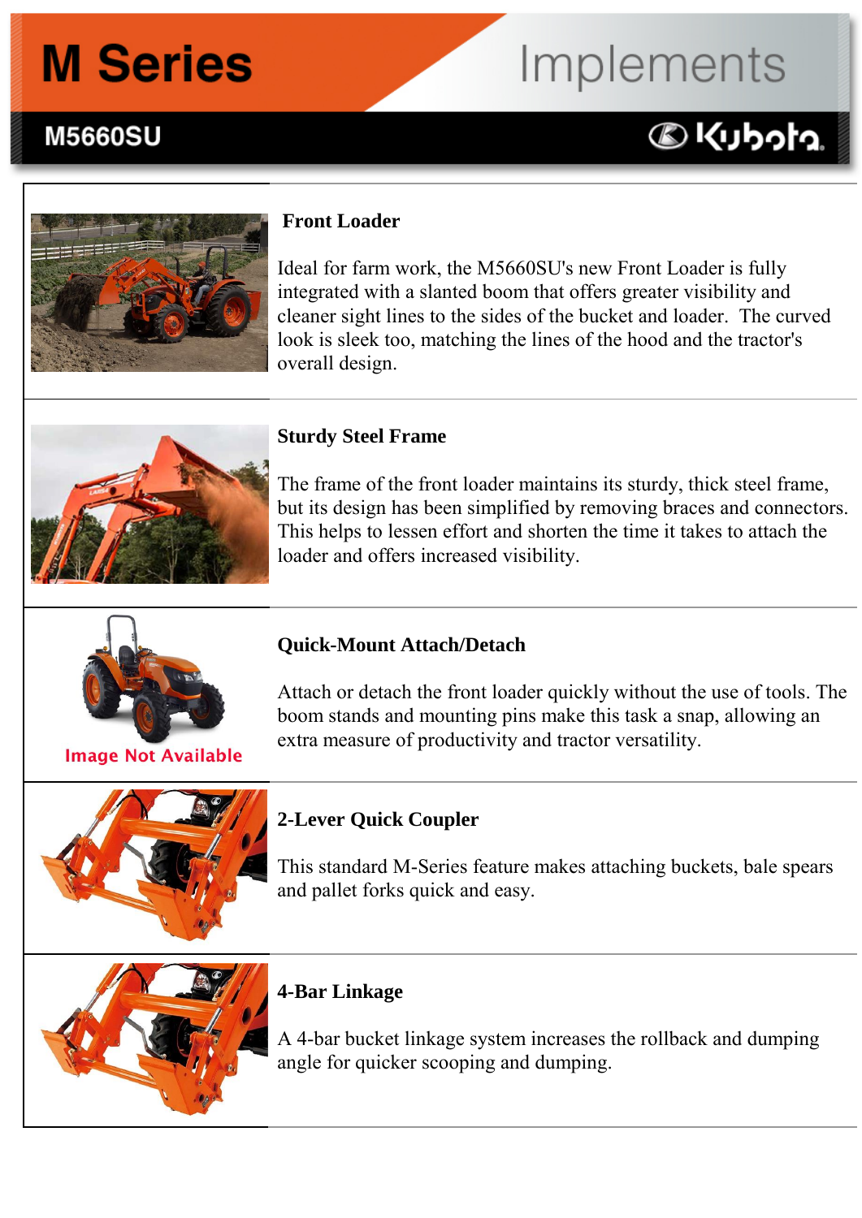# M Series Implements

## M5660SU

Kubota

### Front Loader

Ideal for farm work, the M5660SU's new Front Loader is fully integrated with a slanted boom that offers greater visibility and cleaner sight lines to the sides of the bucket and loader.  The curved look is sleek too, matching the lines of the hood and the tractor's overall design.

### Sturdy Steel Frame

The frame of the front loader maintains its sturdy, thick steel frame, but its design has been simplified by removing braces and connectors. This helps to lessen effort and shorten the time it takes to attach the loader and offers increased visibility.

### Quick-Mount Attach/Detach

Image Not Available

Attach or detach the front loader quickly without the use of tools. The boom stands and mounting pins make this task a snap, allowing an extra measure of productivity and tractor versatility.

### 2-Lever Quick Coupler

This standard M-Series feature makes attaching buckets, bale spears and pallet forks quick and easy.

### 4-Bar Linkage

A 4-bar bucket linkage system increases the rollback and dumping angle for quicker scooping and dumping.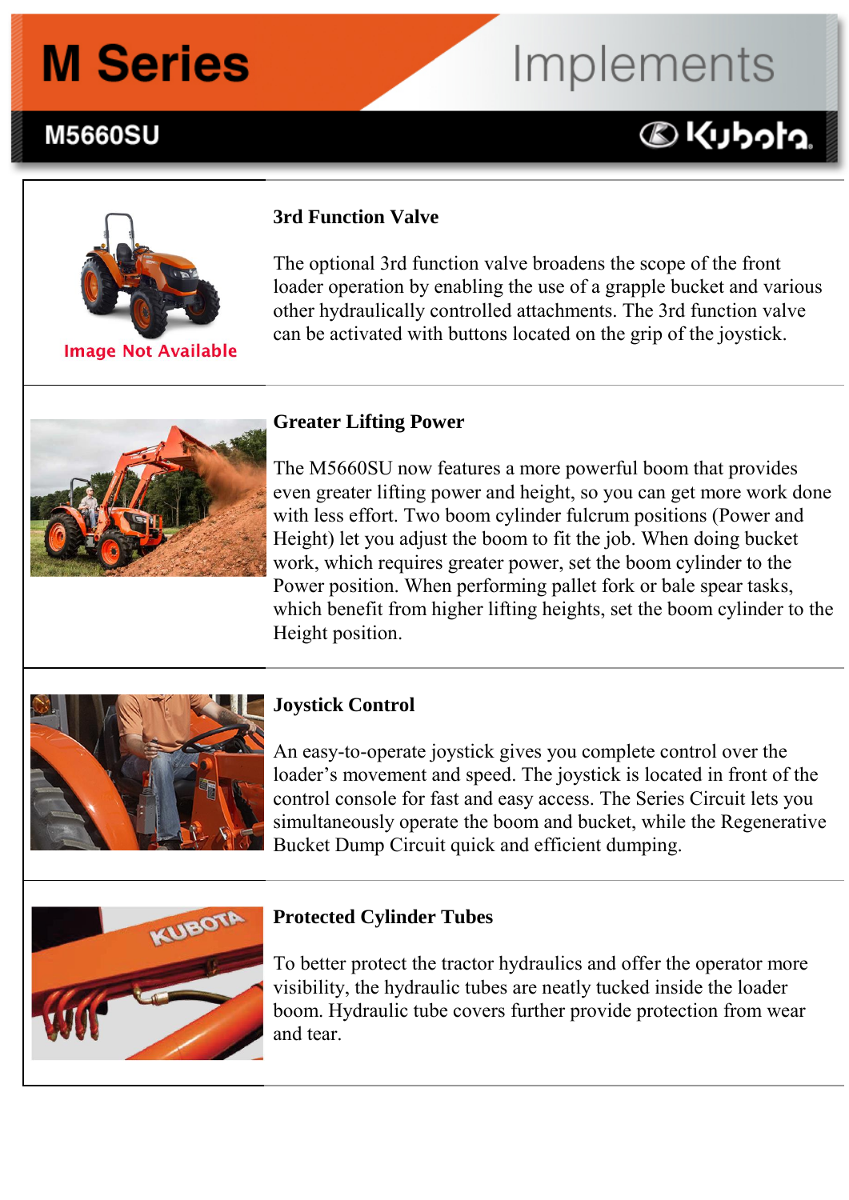# M Series

# Implements

## M5660SU

Image Not Available

### 3rd Function Valve

The optional 3rd function valve broadens the scope of the front loader operation by enabling the use of a grapple bucket and various other hydraulically controlled attachments. The 3rd function valve can be activated with buttons located on the grip of the joystick.

### Greater Lifting Power

The M5660SU now features a more powerful boom that provides even greater lifting power and height, so you can get more work done with less effort. Two boom cylinder fulcrum positions (Power and Height) let you adjust the boom to fit the job. When doing bucket work, which requires greater power, set the boom cylinder to the Power position. When performing pallet fork or bale spear tasks, which benefit from higher lifting heights, set the boom cylinder to the Height position.

### Joystick Control

An easy-to-operate joystick gives you complete control over the loader's movement and speed. The joystick is located in front of the control console for fast and easy access. The Series Circuit lets you simultaneously operate the boom and bucket, while the Regenerative Bucket Dump Circuit quick and efficient dumping.

### Protected Cylinder Tubes

To better protect the tractor hydraulics and offer the operator more visibility, the hydraulic tubes are neatly tucked inside the loader boom. Hydraulic tube covers further provide protection from wear and tear.